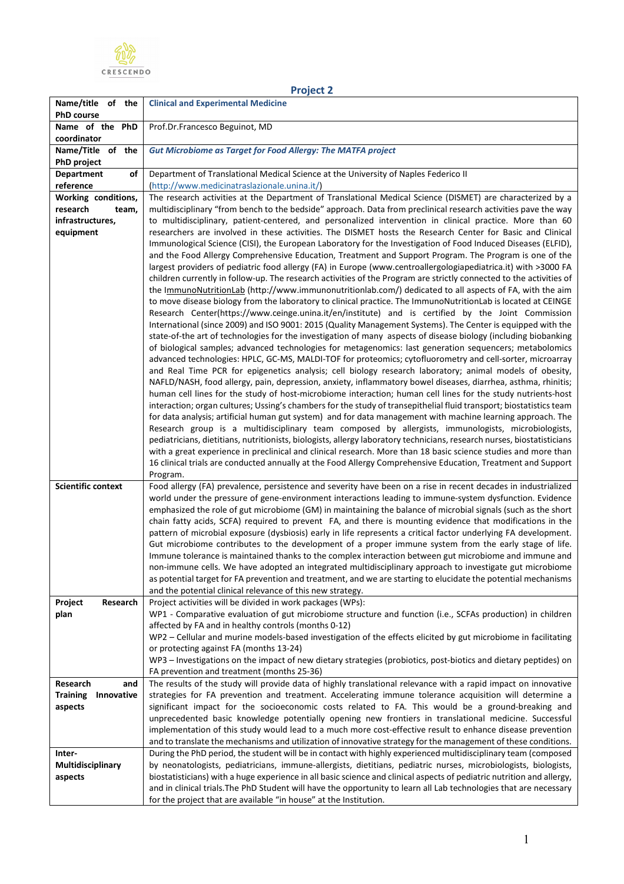CRESCENDO

## Project 2

| Name/title of the PhD course | **Clinical and Experimental Medicine** |
|---|---|
| Name of the PhD coordinator | Prof.Dr.Francesco Beguinot, MD |
| Name/Title of the PhD project | ***Gut Microbiome as Target for Food Allergy: The MATFA project*** |
| **Department of reference** | Department of Translational Medical Science at the University of Naples Federico II (http://www.medicinatraslazionale.unina.it/) |
| **Working conditions, research team, infrastructures, equipment** | The research activities at the Department of Translational Medical Science (DISMET) are characterized by a multidisciplinary "from bench to the bedside" approach. Data from preclinical research activities pave the way to multidisciplinary, patient-centered, and personalized intervention in clinical practice. More than 60 researchers are involved in these activities. The DISMET hosts the Research Center for Basic and Clinical Immunological Science (CISI), the European Laboratory for the Investigation of Food Induced Diseases (ELFID), and the Food Allergy Comprehensive Education, Treatment and Support Program. The Program is one of the largest providers of pediatric food allergy (FA) in Europe (www.centroallergologiapediatrica.it) with >3000 FA children currently in follow-up. The research activities of the Program are strictly connected to the activities of the ImmunoNutritionLab (http://www.immunonutritionlab.com/) dedicated to all aspects of FA, with the aim to move disease biology from the laboratory to clinical practice. The ImmunoNutritionLab is located at CEINGE Research Center(https://www.ceinge.unina.it/en/institute) and is certified by the Joint Commission International (since 2009) and ISO 9001: 2015 (Quality Management Systems). The Center is equipped with the state-of-the art of technologies for the investigation of many aspects of disease biology (including biobanking of biological samples; advanced technologies for metagenomics: last generation sequencers; metabolomics advanced technologies: HPLC, GC-MS, MALDI-TOF for proteomics; cytofluorometry and cell-sorter, microarray and Real Time PCR for epigenetics analysis; cell biology research laboratory; animal models of obesity, NAFLD/NASH, food allergy, pain, depression, anxiety, inflammatory bowel diseases, diarrhea, asthma, rhinitis; human cell lines for the study of host-microbiome interaction; human cell lines for the study nutrients-host interaction; organ cultures; Ussing's chambers for the study of transepithelial fluid transport; biostatistics team for data analysis; artificial human gut system) and for data management with machine learning approach. The Research group is a multidisciplinary team composed by allergists, immunologists, microbiologists, pediatricians, dietitians, nutritionists, biologists, allergy laboratory technicians, research nurses, biostatisticians with a great experience in preclinical and clinical research. More than 18 basic science studies and more than 16 clinical trials are conducted annually at the Food Allergy Comprehensive Education, Treatment and Support Program. |
| **Scientific context** | Food allergy (FA) prevalence, persistence and severity have been on a rise in recent decades in industrialized world under the pressure of gene-environment interactions leading to immune-system dysfunction. Evidence emphasized the role of gut microbiome (GM) in maintaining the balance of microbial signals (such as the short chain fatty acids, SCFA) required to prevent FA, and there is mounting evidence that modifications in the pattern of microbial exposure (dysbiosis) early in life represents a critical factor underlying FA development. Gut microbiome contributes to the development of a proper immune system from the early stage of life. Immune tolerance is maintained thanks to the complex interaction between gut microbiome and immune and non-immune cells. We have adopted an integrated multidisciplinary approach to investigate gut microbiome as potential target for FA prevention and treatment, and we are starting to elucidate the potential mechanisms and the potential clinical relevance of this new strategy. |
| **Project Research plan** | Project activities will be divided in work packages (WPs):<br>WP1 - Comparative evaluation of gut microbiome structure and function (i.e., SCFAs production) in children affected by FA and in healthy controls (months 0-12)<br>WP2 – Cellular and murine models-based investigation of the effects elicited by gut microbiome in facilitating or protecting against FA (months 13-24)<br>WP3 – Investigations on the impact of new dietary strategies (probiotics, post-biotics and dietary peptides) on FA prevention and treatment (months 25-36) |
| **Research and Training Innovative aspects** | The results of the study will provide data of highly translational relevance with a rapid impact on innovative strategies for FA prevention and treatment. Accelerating immune tolerance acquisition will determine a significant impact for the socioeconomic costs related to FA. This would be a ground-breaking and unprecedented basic knowledge potentially opening new frontiers in translational medicine. Successful implementation of this study would lead to a much more cost-effective result to enhance disease prevention and to translate the mechanisms and utilization of innovative strategy for the management of these conditions. |
| **Inter-Multidisciplinary aspects** | During the PhD period, the student will be in contact with highly experienced multidisciplinary team (composed by neonatologists, pediatricians, immune-allergists, dietitians, pediatric nurses, microbiologists, biologists, biostatisticians) with a huge experience in all basic science and clinical aspects of pediatric nutrition and allergy, and in clinical trials.The PhD Student will have the opportunity to learn all Lab technologies that are necessary for the project that are available "in house" at the Institution. |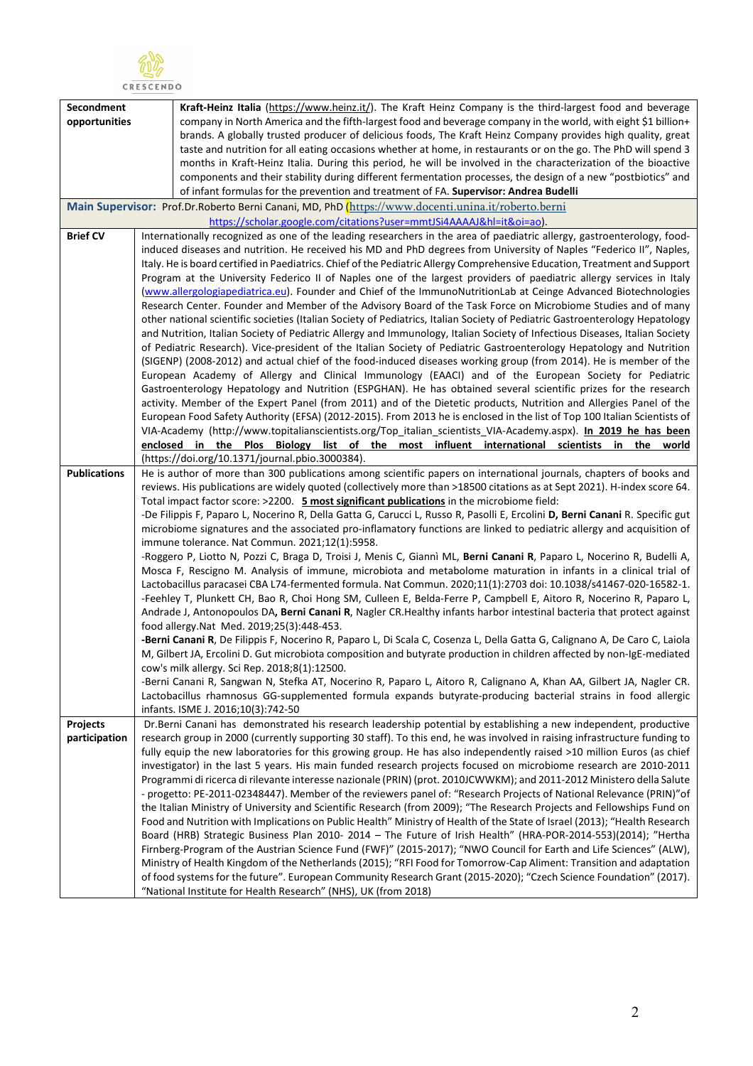| | |
|---|---|
| **Secondment opportunities** | **Kraft-Heinz Italia** (https://www.heinz.it/). The Kraft Heinz Company is the third-largest food and beverage company in North America and the fifth-largest food and beverage company in the world, with eight $1 billion+ brands. A globally trusted producer of delicious foods, The Kraft Heinz Company provides high quality, great taste and nutrition for all eating occasions whether at home, in restaurants or on the go. The PhD will spend 3 months in Kraft-Heinz Italia. During this period, he will be involved in the characterization of the bioactive components and their stability during different fermentation processes, the design of a new "postbiotics" and of infant formulas for the prevention and treatment of FA. **Supervisor: Andrea Budelli** |
| **Main Supervisor:** Prof.Dr.Roberto Berni Canani, MD, PhD (https://www.docenti.unina.it/roberto.berni https://scholar.google.com/citations?user=mmtJSi4AAAAJ&hl=it&oi=ao). | |
| **Brief CV** | Internationally recognized as one of the leading researchers in the area of paediatric allergy, gastroenterology, food-induced diseases and nutrition. He received his MD and PhD degrees from University of Naples "Federico II", Naples, Italy. He is board certified in Paediatrics. Chief of the Pediatric Allergy Comprehensive Education, Treatment and Support Program at the University Federico II of Naples one of the largest providers of paediatric allergy services in Italy (www.allergologiapediatrica.eu). Founder and Chief of the ImmunoNutritionLab at Ceinge Advanced Biotechnologies Research Center. Founder and Member of the Advisory Board of the Task Force on Microbiome Studies and of many other national scientific societies (Italian Society of Pediatrics, Italian Society of Pediatric Gastroenterology Hepatology and Nutrition, Italian Society of Pediatric Allergy and Immunology, Italian Society of Infectious Diseases, Italian Society of Pediatric Research). Vice-president of the Italian Society of Pediatric Gastroenterology Hepatology and Nutrition (SIGENP) (2008-2012) and actual chief of the food-induced diseases working group (from 2014). He is member of the European Academy of Allergy and Clinical Immunology (EAACI) and of the European Society for Pediatric Gastroenterology Hepatology and Nutrition (ESPGHAN). He has obtained several scientific prizes for the research activity. Member of the Expert Panel (from 2011) and of the Dietetic products, Nutrition and Allergies Panel of the European Food Safety Authority (EFSA) (2012-2015). From 2013 he is enclosed in the list of Top 100 Italian Scientists of VIA-Academy (http://www.topitalianscientists.org/Top_italian_scientists_VIA-Academy.aspx). **In 2019 he has been enclosed in the Plos Biology list of the most influent international scientists in the world** (https://doi.org/10.1371/journal.pbio.3000384). |
| **Publications** | He is author of more than 300 publications among scientific papers on international journals, chapters of books and reviews. His publications are widely quoted (collectively more than >18500 citations as at Sept 2021). H-index score 64. Total impact factor score: >2200. **5 most significant publications** in the microbiome field:<br>-De Filippis F, Paparo L, Nocerino R, Della Gatta G, Carucci L, Russo R, Pasolli E, Ercolini **D, Berni Canani** R. Specific gut microbiome signatures and the associated pro-inflamatory functions are linked to pediatric allergy and acquisition of immune tolerance. Nat Commun. 2021;12(1):5958.<br>-Roggero P, Liotto N, Pozzi C, Braga D, Troisi J, Menis C, Giannì ML, **Berni Canani R**, Paparo L, Nocerino R, Budelli A, Mosca F, Rescigno M. Analysis of immune, microbiota and metabolome maturation in infants in a clinical trial of Lactobacillus paracasei CBA L74-fermented formula. Nat Commun. 2020;11(1):2703 doi: 10.1038/s41467-020-16582-1.<br>-Feehley T, Plunkett CH, Bao R, Choi Hong SM, Culleen E, Belda-Ferre P, Campbell E, Aitoro R, Nocerino R, Paparo L, Andrade J, Antonopoulos DA, **Berni Canani R**, Nagler CR.Healthy infants harbor intestinal bacteria that protect against food allergy.Nat Med. 2019;25(3):448-453.<br>**-Berni Canani R**, De Filippis F, Nocerino R, Paparo L, Di Scala C, Cosenza L, Della Gatta G, Calignano A, De Caro C, Laiola M, Gilbert JA, Ercolini D. Gut microbiota composition and butyrate production in children affected by non-IgE-mediated cow's milk allergy. Sci Rep. 2018;8(1):12500.<br>-Berni Canani R, Sangwan N, Stefka AT, Nocerino R, Paparo L, Aitoro R, Calignano A, Khan AA, Gilbert JA, Nagler CR. Lactobacillus rhamnosus GG-supplemented formula expands butyrate-producing bacterial strains in food allergic infants. ISME J. 2016;10(3):742-50 |
| **Projects participation** | Dr.Berni Canani has demonstrated his research leadership potential by establishing a new independent, productive research group in 2000 (currently supporting 30 staff). To this end, he was involved in raising infrastructure funding to fully equip the new laboratories for this growing group. He has also independently raised >10 million Euros (as chief investigator) in the last 5 years. His main funded research projects focused on microbiome research are 2010-2011 Programmi di ricerca di rilevante interesse nazionale (PRIN) (prot. 2010JCWWKM); and 2011-2012 Ministero della Salute - progetto: PE-2011-02348447). Member of the reviewers panel of: "Research Projects of National Relevance (PRIN)"of the Italian Ministry of University and Scientific Research (from 2009); "The Research Projects and Fellowships Fund on Food and Nutrition with Implications on Public Health" Ministry of Health of the State of Israel (2013); "Health Research Board (HRB) Strategic Business Plan 2010- 2014 – The Future of Irish Health" (HRA-POR-2014-553)(2014); "Hertha Firnberg-Program of the Austrian Science Fund (FWF)" (2015-2017); "NWO Council for Earth and Life Sciences" (ALW), Ministry of Health Kingdom of the Netherlands (2015); "RFI Food for Tomorrow-Cap Aliment: Transition and adaptation of food systems for the future". European Community Research Grant (2015-2020); "Czech Science Foundation" (2017). "National Institute for Health Research" (NHS), UK (from 2018) |